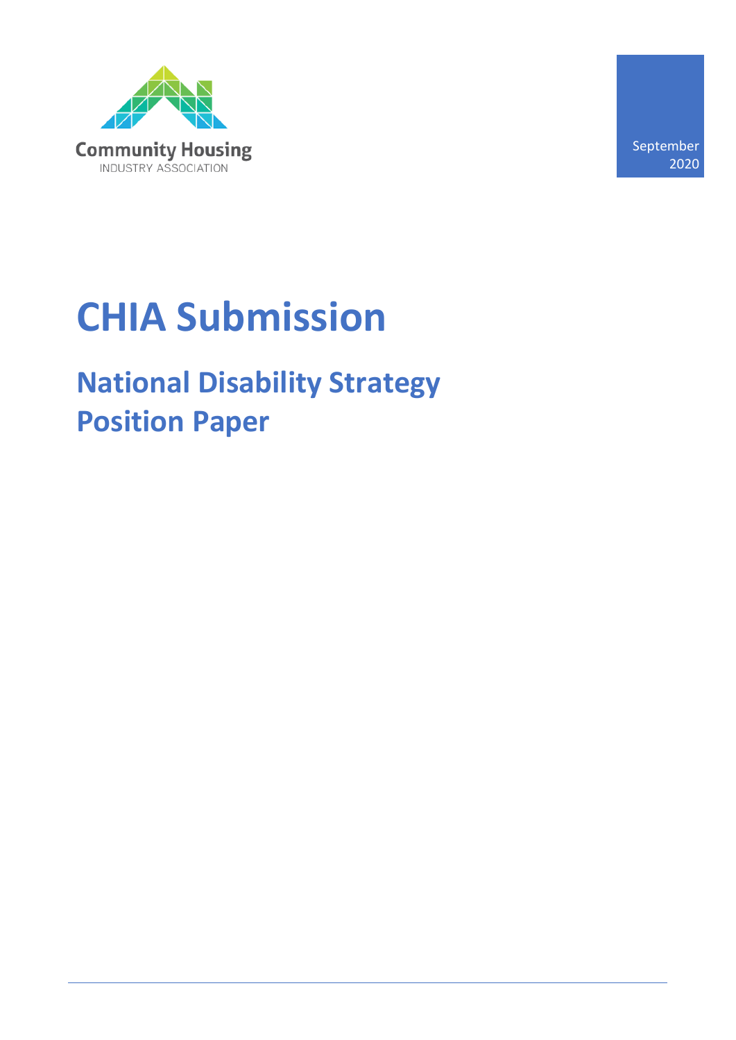Community Housing
INDUSTRY ASSOCIATION

September 2020

# CHIA Submission

## National Disability Strategy Position Paper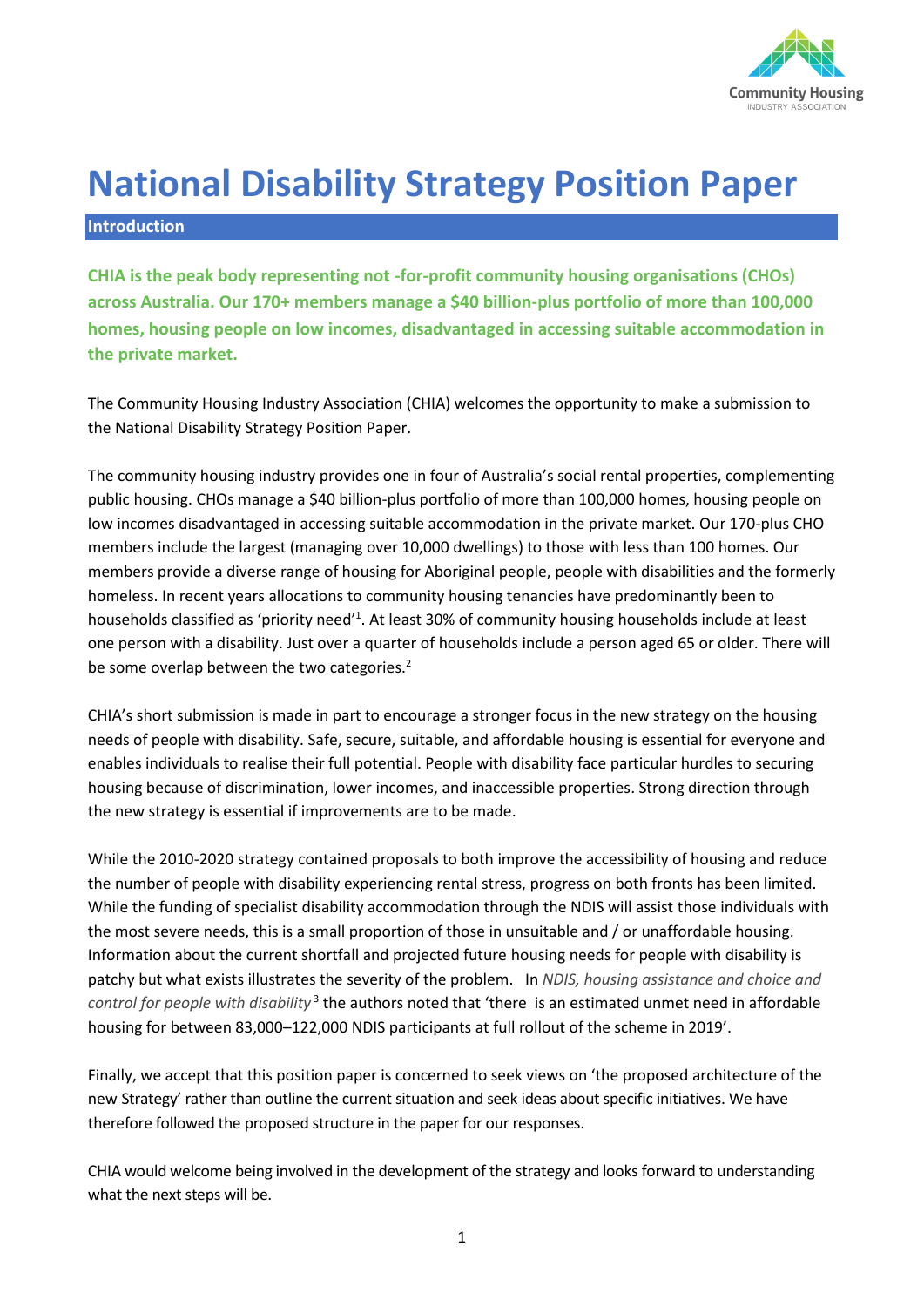# National Disability Strategy Position Paper

## Introduction

**CHIA is the peak body representing not -for-profit community housing organisations (CHOs) across Australia. Our 170+ members manage a $40 billion-plus portfolio of more than 100,000 homes, housing people on low incomes, disadvantaged in accessing suitable accommodation in the private market.**

The Community Housing Industry Association (CHIA) welcomes the opportunity to make a submission to the National Disability Strategy Position Paper.

The community housing industry provides one in four of Australia's social rental properties, complementing public housing. CHOs manage a $40 billion-plus portfolio of more than 100,000 homes, housing people on low incomes disadvantaged in accessing suitable accommodation in the private market. Our 170-plus CHO members include the largest (managing over 10,000 dwellings) to those with less than 100 homes. Our members provide a diverse range of housing for Aboriginal people, people with disabilities and the formerly homeless. In recent years allocations to community housing tenancies have predominantly been to households classified as 'priority need'[1]. At least 30% of community housing households include at least one person with a disability. Just over a quarter of households include a person aged 65 or older. There will be some overlap between the two categories.[2]

CHIA's short submission is made in part to encourage a stronger focus in the new strategy on the housing needs of people with disability. Safe, secure, suitable, and affordable housing is essential for everyone and enables individuals to realise their full potential. People with disability face particular hurdles to securing housing because of discrimination, lower incomes, and inaccessible properties. Strong direction through the new strategy is essential if improvements are to be made.

While the 2010-2020 strategy contained proposals to both improve the accessibility of housing and reduce the number of people with disability experiencing rental stress, progress on both fronts has been limited. While the funding of specialist disability accommodation through the NDIS will assist those individuals with the most severe needs, this is a small proportion of those in unsuitable and / or unaffordable housing. Information about the current shortfall and projected future housing needs for people with disability is patchy but what exists illustrates the severity of the problem. In *NDIS, housing assistance and choice and control for people with disability*[3] the authors noted that 'there is an estimated unmet need in affordable housing for between 83,000–122,000 NDIS participants at full rollout of the scheme in 2019'.

Finally, we accept that this position paper is concerned to seek views on 'the proposed architecture of the new Strategy' rather than outline the current situation and seek ideas about specific initiatives. We have therefore followed the proposed structure in the paper for our responses.

CHIA would welcome being involved in the development of the strategy and looks forward to understanding what the next steps will be.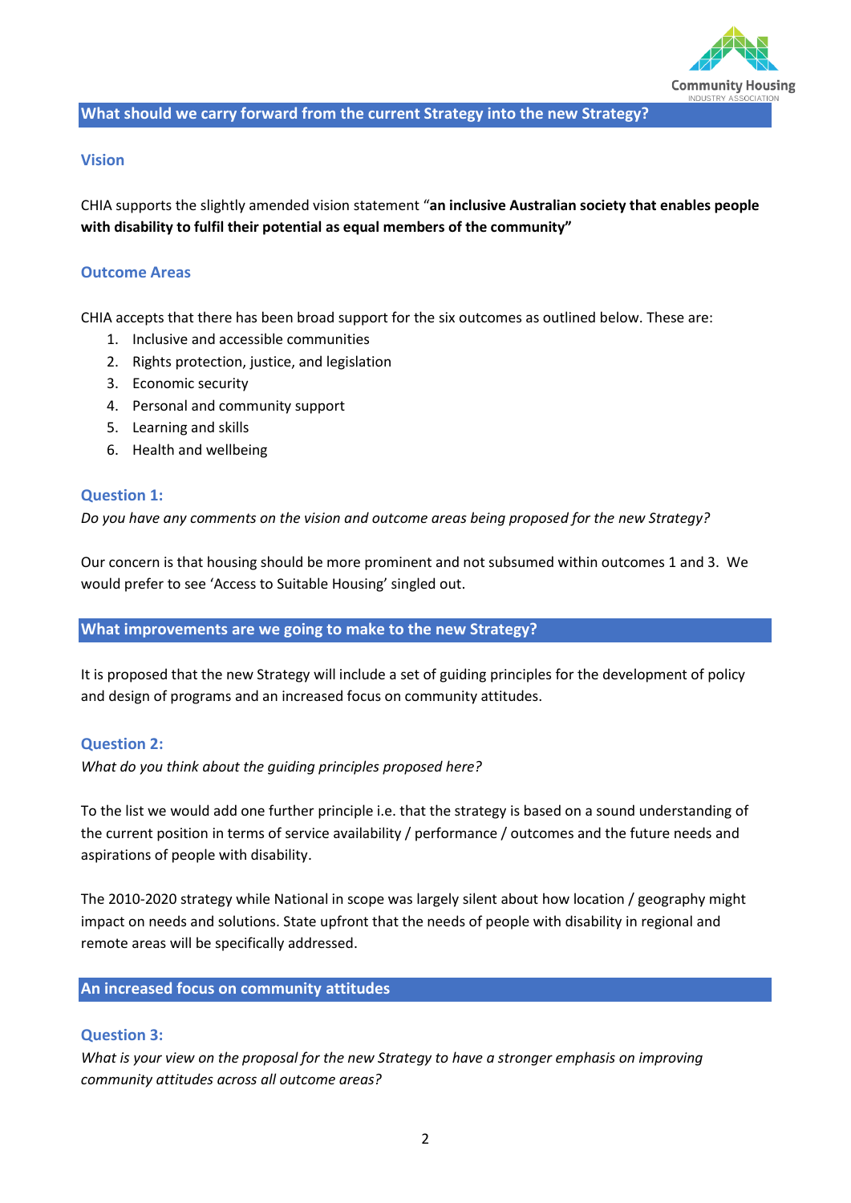## What should we carry forward from the current Strategy into the new Strategy?

### Vision

CHIA supports the slightly amended vision statement "**an inclusive Australian society that enables people with disability to fulfil their potential as equal members of the community"**

### Outcome Areas

CHIA accepts that there has been broad support for the six outcomes as outlined below. These are:

1. Inclusive and accessible communities
2. Rights protection, justice, and legislation
3. Economic security
4. Personal and community support
5. Learning and skills
6. Health and wellbeing

### Question 1:

*Do you have any comments on the vision and outcome areas being proposed for the new Strategy?*

Our concern is that housing should be more prominent and not subsumed within outcomes 1 and 3. We would prefer to see 'Access to Suitable Housing' singled out.

## What improvements are we going to make to the new Strategy?

It is proposed that the new Strategy will include a set of guiding principles for the development of policy and design of programs and an increased focus on community attitudes.

### Question 2:

*What do you think about the guiding principles proposed here?*

To the list we would add one further principle i.e. that the strategy is based on a sound understanding of the current position in terms of service availability / performance / outcomes and the future needs and aspirations of people with disability.

The 2010-2020 strategy while National in scope was largely silent about how location / geography might impact on needs and solutions. State upfront that the needs of people with disability in regional and remote areas will be specifically addressed.

## An increased focus on community attitudes

### Question 3:

*What is your view on the proposal for the new Strategy to have a stronger emphasis on improving community attitudes across all outcome areas?*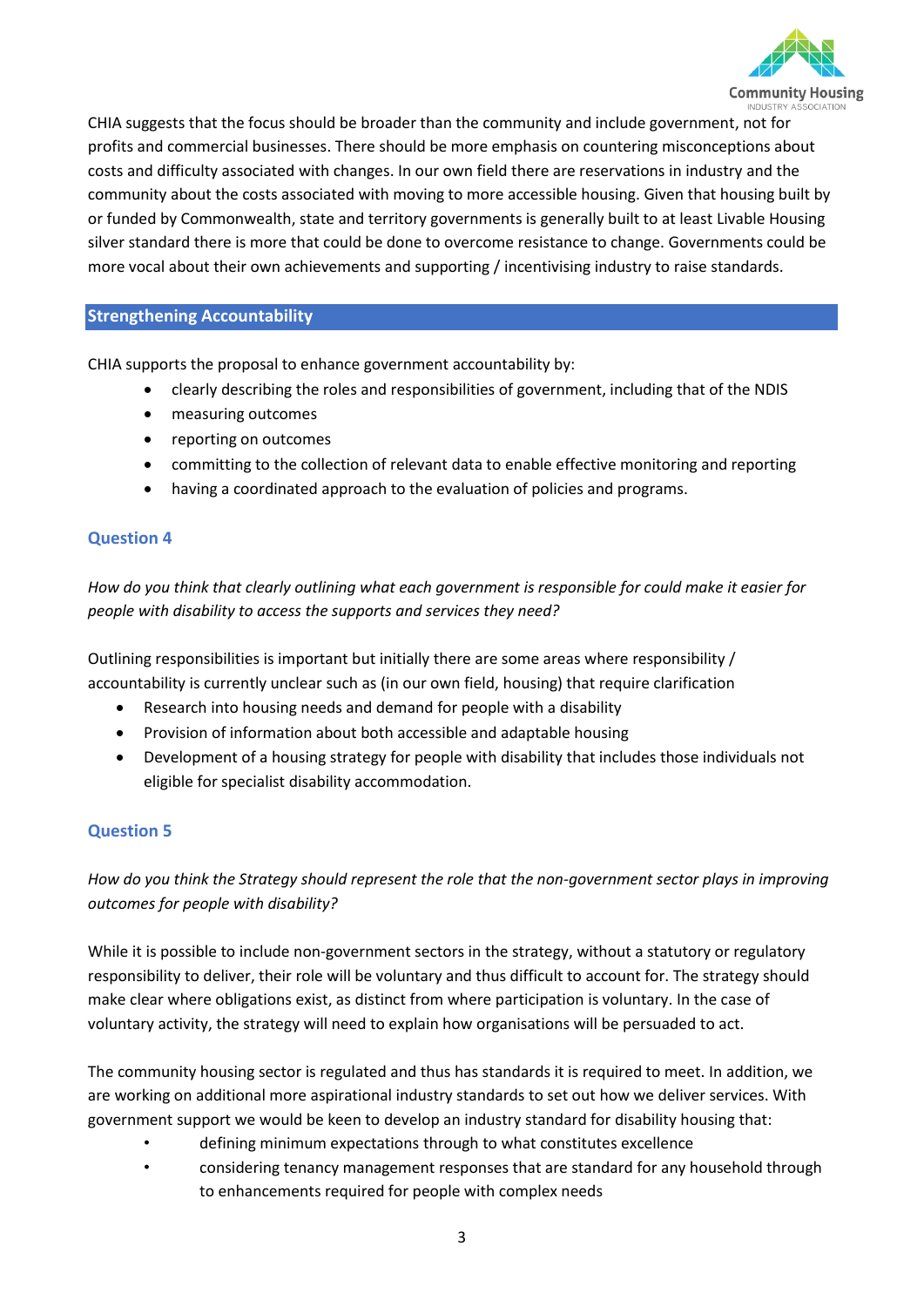CHIA suggests that the focus should be broader than the community and include government, not for profits and commercial businesses. There should be more emphasis on countering misconceptions about costs and difficulty associated with changes. In our own field there are reservations in industry and the community about the costs associated with moving to more accessible housing. Given that housing built by or funded by Commonwealth, state and territory governments is generally built to at least Livable Housing silver standard there is more that could be done to overcome resistance to change. Governments could be more vocal about their own achievements and supporting / incentivising industry to raise standards.

## Strengthening Accountability

CHIA supports the proposal to enhance government accountability by:

- clearly describing the roles and responsibilities of government, including that of the NDIS
- measuring outcomes
- reporting on outcomes
- committing to the collection of relevant data to enable effective monitoring and reporting
- having a coordinated approach to the evaluation of policies and programs.

### Question 4

*How do you think that clearly outlining what each government is responsible for could make it easier for people with disability to access the supports and services they need?*

Outlining responsibilities is important but initially there are some areas where responsibility / accountability is currently unclear such as (in our own field, housing) that require clarification

- Research into housing needs and demand for people with a disability
- Provision of information about both accessible and adaptable housing
- Development of a housing strategy for people with disability that includes those individuals not eligible for specialist disability accommodation.

### Question 5

*How do you think the Strategy should represent the role that the non-government sector plays in improving outcomes for people with disability?*

While it is possible to include non-government sectors in the strategy, without a statutory or regulatory responsibility to deliver, their role will be voluntary and thus difficult to account for. The strategy should make clear where obligations exist, as distinct from where participation is voluntary. In the case of voluntary activity, the strategy will need to explain how organisations will be persuaded to act.

The community housing sector is regulated and thus has standards it is required to meet. In addition, we are working on additional more aspirational industry standards to set out how we deliver services. With government support we would be keen to develop an industry standard for disability housing that:

- defining minimum expectations through to what constitutes excellence
- considering tenancy management responses that are standard for any household through to enhancements required for people with complex needs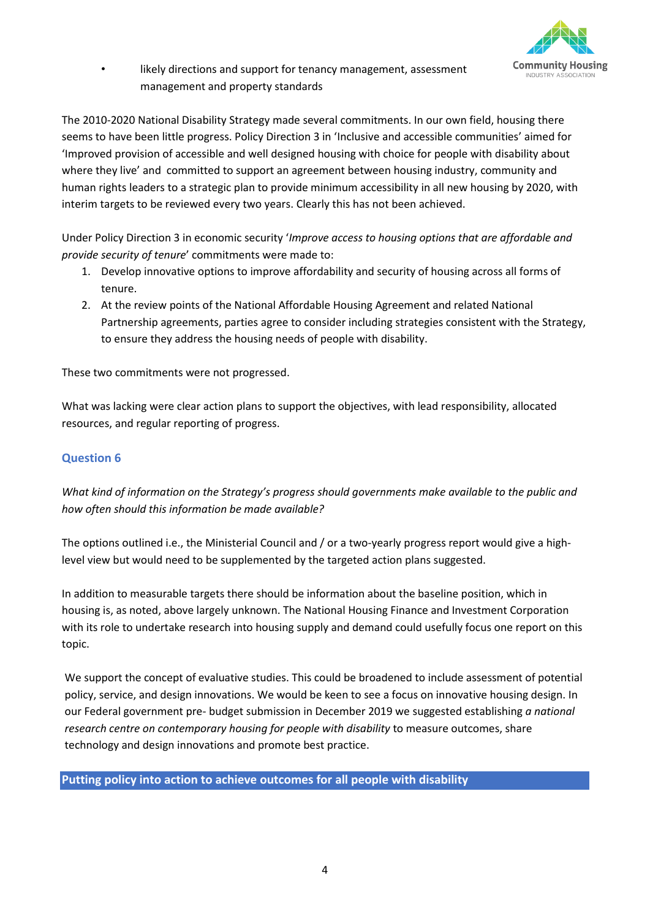- likely directions and support for tenancy management, assessment management and property standards

The 2010-2020 National Disability Strategy made several commitments. In our own field, housing there seems to have been little progress. Policy Direction 3 in 'Inclusive and accessible communities' aimed for 'Improved provision of accessible and well designed housing with choice for people with disability about where they live' and committed to support an agreement between housing industry, community and human rights leaders to a strategic plan to provide minimum accessibility in all new housing by 2020, with interim targets to be reviewed every two years. Clearly this has not been achieved.

Under Policy Direction 3 in economic security '*Improve access to housing options that are affordable and provide security of tenure*' commitments were made to:

1. Develop innovative options to improve affordability and security of housing across all forms of tenure.
2. At the review points of the National Affordable Housing Agreement and related National Partnership agreements, parties agree to consider including strategies consistent with the Strategy, to ensure they address the housing needs of people with disability.

These two commitments were not progressed.

What was lacking were clear action plans to support the objectives, with lead responsibility, allocated resources, and regular reporting of progress.

### Question 6

*What kind of information on the Strategy's progress should governments make available to the public and how often should this information be made available?*

The options outlined i.e., the Ministerial Council and / or a two-yearly progress report would give a high-level view but would need to be supplemented by the targeted action plans suggested.

In addition to measurable targets there should be information about the baseline position, which in housing is, as noted, above largely unknown. The National Housing Finance and Investment Corporation with its role to undertake research into housing supply and demand could usefully focus one report on this topic.

We support the concept of evaluative studies. This could be broadened to include assessment of potential policy, service, and design innovations. We would be keen to see a focus on innovative housing design. In our Federal government pre- budget submission in December 2019 we suggested establishing *a national research centre on contemporary housing for people with disability* to measure outcomes, share technology and design innovations and promote best practice.

## Putting policy into action to achieve outcomes for all people with disability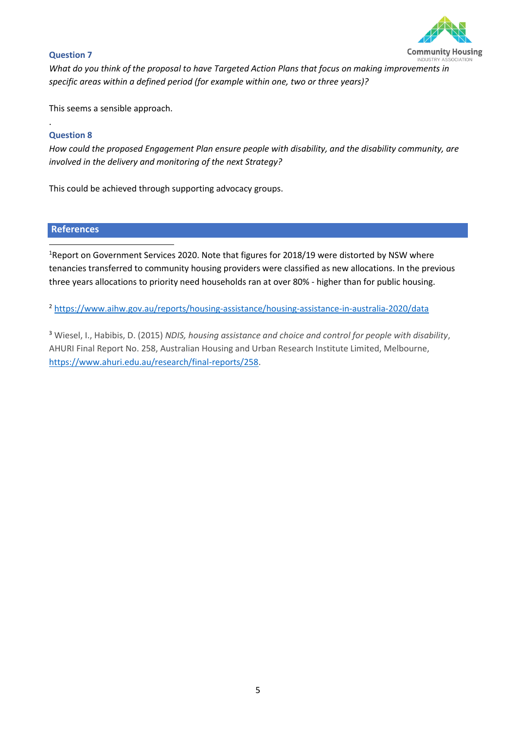### Question 7

*What do you think of the proposal to have Targeted Action Plans that focus on making improvements in specific areas within a defined period (for example within one, two or three years)?*

This seems a sensible approach.

.

### Question 8

*How could the proposed Engagement Plan ensure people with disability, and the disability community, are involved in the delivery and monitoring of the next Strategy?*

This could be achieved through supporting advocacy groups.

## References

[1]Report on Government Services 2020. Note that figures for 2018/19 were distorted by NSW where tenancies transferred to community housing providers were classified as new allocations. In the previous three years allocations to priority need households ran at over 80% - higher than for public housing.

[2] https://www.aihw.gov.au/reports/housing-assistance/housing-assistance-in-australia-2020/data

[3] Wiesel, I., Habibis, D. (2015) *NDIS, housing assistance and choice and control for people with disability*, AHURI Final Report No. 258, Australian Housing and Urban Research Institute Limited, Melbourne, https://www.ahuri.edu.au/research/final-reports/258.